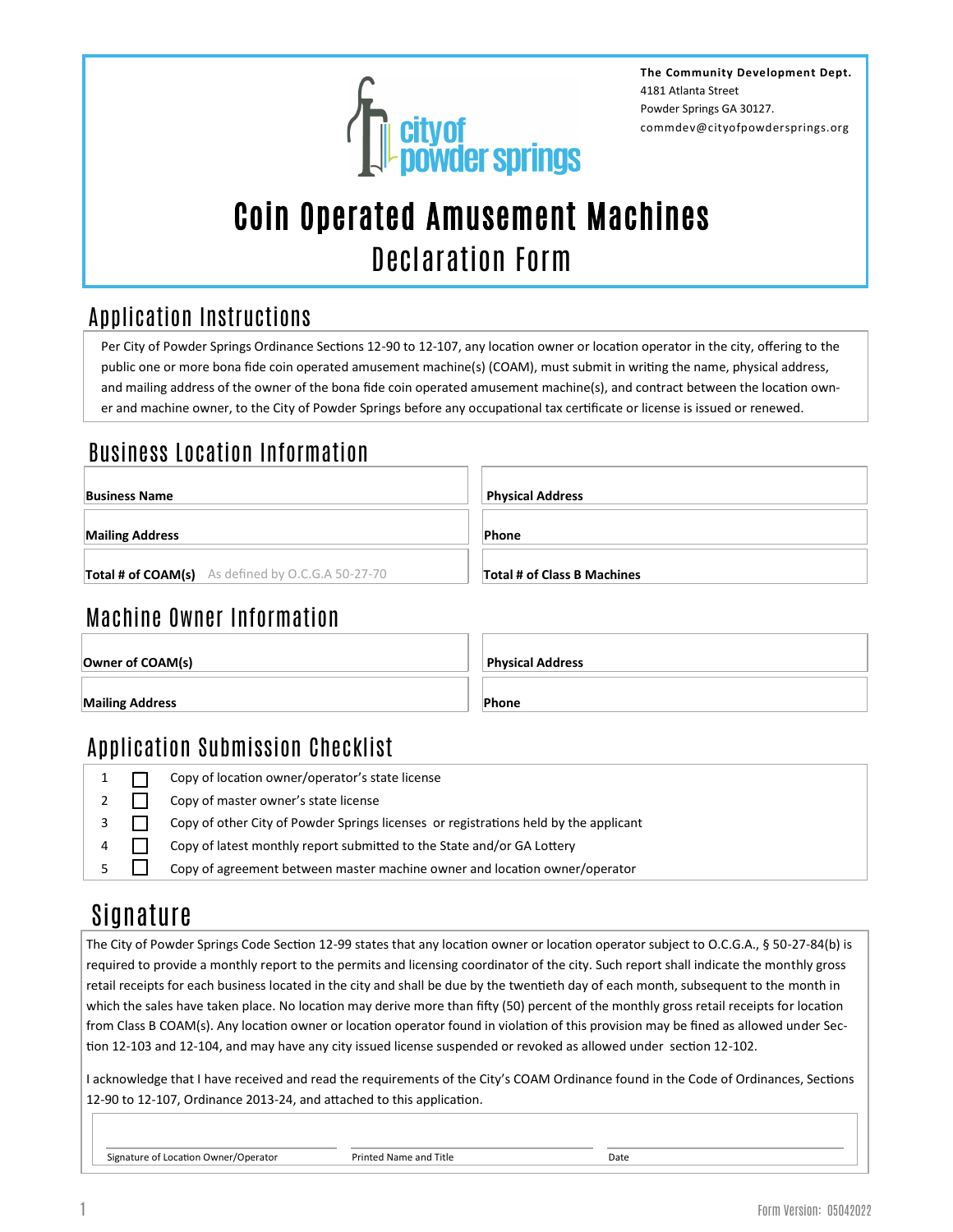The Community Development Dept.
4181 Atlanta Street
Powder Springs GA 30127.
commdev@cityofpowdersprings.org

# Coin Operated Amusement Machines

## Declaration Form

## Application Instructions

Per City of Powder Springs Ordinance Sections 12-90 to 12-107, any location owner or location operator in the city, offering to the public one or more bona fide coin operated amusement machine(s) (COAM), must submit in writing the name, physical address, and mailing address of the owner of the bona fide coin operated amusement machine(s), and contract between the location owner and machine owner, to the City of Powder Springs before any occupational tax certificate or license is issued or renewed.

## Business Location Information

| | |
|---|---|
| **Business Name** | **Physical Address** |
| **Mailing Address** | **Phone** |
| **Total # of COAM(s)** As defined by O.C.G.A 50-27-70 | **Total # of Class B Machines** |

## Machine Owner Information

| | |
|---|---|
| **Owner of COAM(s)** | **Physical Address** |
| **Mailing Address** | **Phone** |

## Application Submission Checklist

1. ☐ Copy of location owner/operator's state license
2. ☐ Copy of master owner's state license
3. ☐ Copy of other City of Powder Springs licenses or registrations held by the applicant
4. ☐ Copy of latest monthly report submitted to the State and/or GA Lottery
5. ☐ Copy of agreement between master machine owner and location owner/operator

## Signature

The City of Powder Springs Code Section 12-99 states that any location owner or location operator subject to O.C.G.A., § 50-27-84(b) is required to provide a monthly report to the permits and licensing coordinator of the city. Such report shall indicate the monthly gross retail receipts for each business located in the city and shall be due by the twentieth day of each month, subsequent to the month in which the sales have taken place. No location may derive more than fifty (50) percent of the monthly gross retail receipts for location from Class B COAM(s). Any location owner or location operator found in violation of this provision may be fined as allowed under Section 12-103 and 12-104, and may have any city issued license suspended or revoked as allowed under section 12-102.

I acknowledge that I have received and read the requirements of the City's COAM Ordinance found in the Code of Ordinances, Sections 12-90 to 12-107, Ordinance 2013-24, and attached to this application.

| | | |
|---|---|---|
| Signature of Location Owner/Operator | Printed Name and Title | Date |

Form Version: 05042022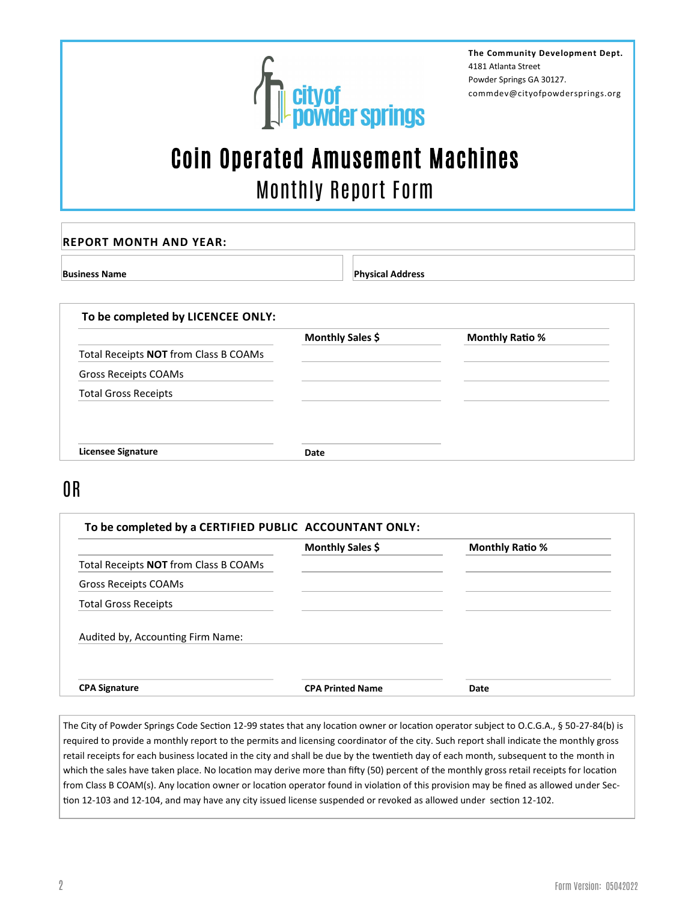**The Community Development Dept.**
4181 Atlanta Street
Powder Springs GA 30127.
commdev@cityofpowdersprings.org

# Coin Operated Amusement Machines

## Monthly Report Form

**REPORT MONTH AND YEAR:**

| **Business Name** | **Physical Address** |
|---|---|
| | |

### To be completed by LICENCEE ONLY:

| | **Monthly Sales $** | **Monthly Ratio %** |
|---|---|---|
| Total Receipts **NOT** from Class B COAMs | | |
| Gross Receipts COAMs | | |
| Total Gross Receipts | | |

**Licensee Signature** ____________________ **Date** ____________________

# OR

### To be completed by a CERTIFIED PUBLIC ACCOUNTANT ONLY:

| | **Monthly Sales $** | **Monthly Ratio %** |
|---|---|---|
| Total Receipts **NOT** from Class B COAMs | | |
| Gross Receipts COAMs | | |
| Total Gross Receipts | | |

Audited by, Accounting Firm Name: ____________________

**CPA Signature** ____________________ **CPA Printed Name** ____________________ **Date** ____________________

The City of Powder Springs Code Section 12-99 states that any location owner or location operator subject to O.C.G.A., § 50-27-84(b) is required to provide a monthly report to the permits and licensing coordinator of the city. Such report shall indicate the monthly gross retail receipts for each business located in the city and shall be due by the twentieth day of each month, subsequent to the month in which the sales have taken place. No location may derive more than fifty (50) percent of the monthly gross retail receipts for location from Class B COAM(s). Any location owner or location operator found in violation of this provision may be fined as allowed under Section 12-103 and 12-104, and may have any city issued license suspended or revoked as allowed under section 12-102.

Form Version: 05042022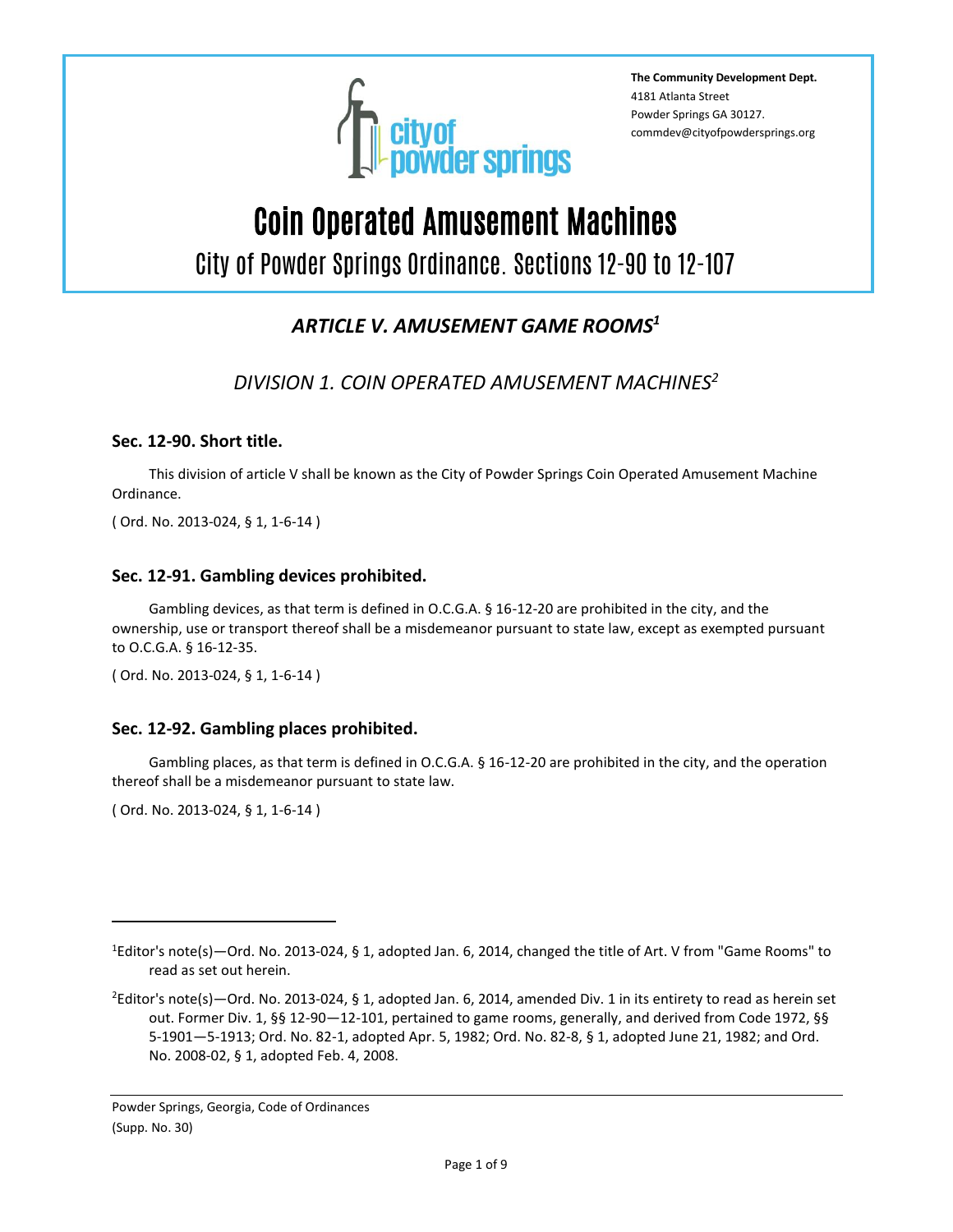The Community Development Dept.
4181 Atlanta Street
Powder Springs GA 30127.
commdev@cityofpowdersprings.org

# Coin Operated Amusement Machines

## City of Powder Springs Ordinance. Sections 12-90 to 12-107

## *ARTICLE V. AMUSEMENT GAME ROOMS*[1]

### *DIVISION 1. COIN OPERATED AMUSEMENT MACHINES*[2]

#### Sec. 12-90. Short title.

This division of article V shall be known as the City of Powder Springs Coin Operated Amusement Machine Ordinance.

( Ord. No. 2013-024, § 1, 1-6-14 )

#### Sec. 12-91. Gambling devices prohibited.

Gambling devices, as that term is defined in O.C.G.A. § 16-12-20 are prohibited in the city, and the ownership, use or transport thereof shall be a misdemeanor pursuant to state law, except as exempted pursuant to O.C.G.A. § 16-12-35.

( Ord. No. 2013-024, § 1, 1-6-14 )

#### Sec. 12-92. Gambling places prohibited.

Gambling places, as that term is defined in O.C.G.A. § 16-12-20 are prohibited in the city, and the operation thereof shall be a misdemeanor pursuant to state law.

( Ord. No. 2013-024, § 1, 1-6-14 )

---

[1] Editor's note(s)—Ord. No. 2013-024, § 1, adopted Jan. 6, 2014, changed the title of Art. V from "Game Rooms" to read as set out herein.

[2] Editor's note(s)—Ord. No. 2013-024, § 1, adopted Jan. 6, 2014, amended Div. 1 in its entirety to read as herein set out. Former Div. 1, §§ 12-90—12-101, pertained to game rooms, generally, and derived from Code 1972, §§ 5-1901—5-1913; Ord. No. 82-1, adopted Apr. 5, 1982; Ord. No. 82-8, § 1, adopted June 21, 1982; and Ord. No. 2008-02, § 1, adopted Feb. 4, 2008.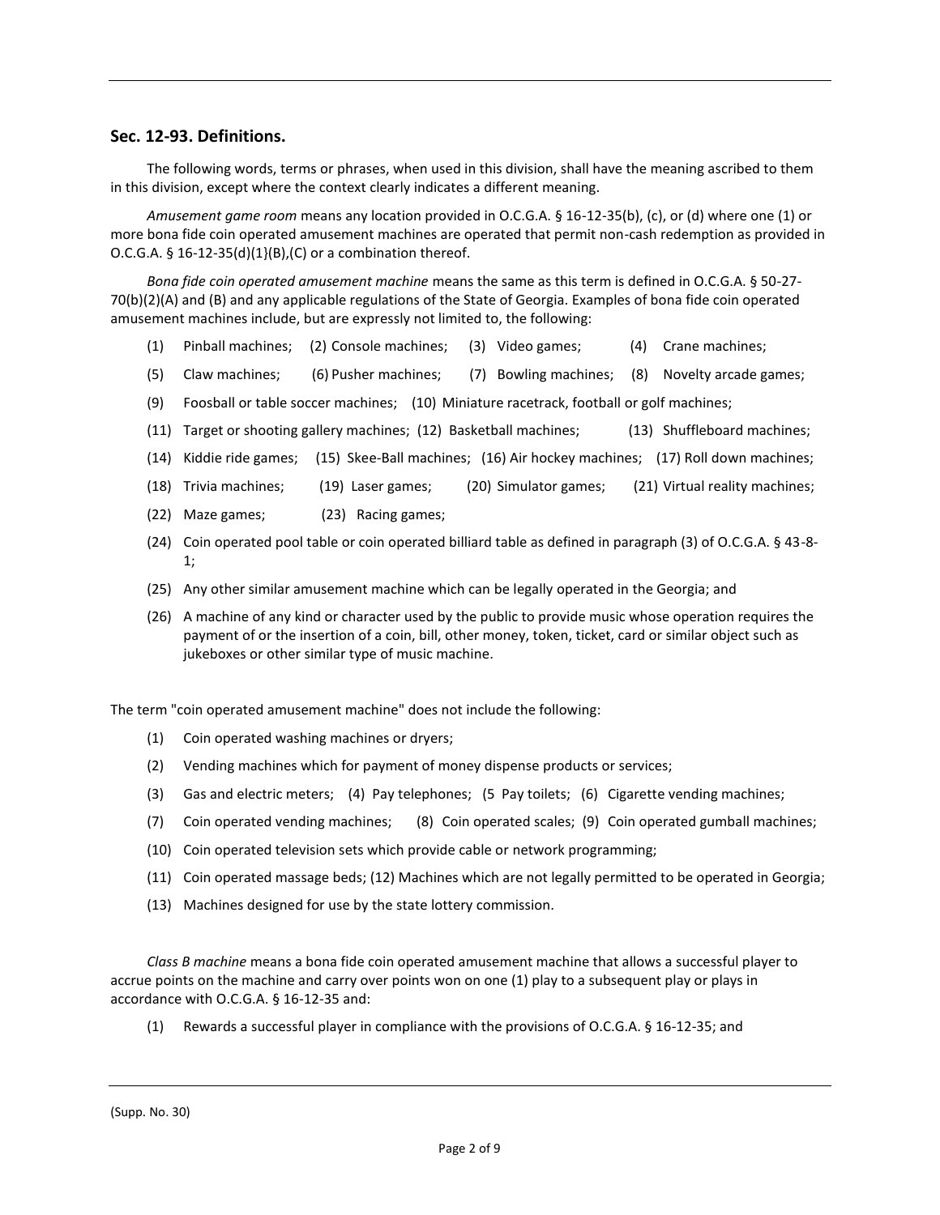## Sec. 12-93. Definitions.

The following words, terms or phrases, when used in this division, shall have the meaning ascribed to them in this division, except where the context clearly indicates a different meaning.

*Amusement game room* means any location provided in O.C.G.A. § 16-12-35(b), (c), or (d) where one (1) or more bona fide coin operated amusement machines are operated that permit non-cash redemption as provided in O.C.G.A. § 16-12-35(d)(1}(B),(C) or a combination thereof.

*Bona fide coin operated amusement machine* means the same as this term is defined in O.C.G.A. § 50-27-70(b)(2)(A) and (B) and any applicable regulations of the State of Georgia. Examples of bona fide coin operated amusement machines include, but are expressly not limited to, the following:

(1) Pinball machines; (2) Console machines; (3) Video games; (4) Crane machines;

(5) Claw machines; (6) Pusher machines; (7) Bowling machines; (8) Novelty arcade games;

(9) Foosball or table soccer machines; (10) Miniature racetrack, football or golf machines;

(11) Target or shooting gallery machines; (12) Basketball machines; (13) Shuffleboard machines;

(14) Kiddie ride games; (15) Skee-Ball machines; (16) Air hockey machines; (17) Roll down machines;

(18) Trivia machines; (19) Laser games; (20) Simulator games; (21) Virtual reality machines;

(22) Maze games; (23) Racing games;

(24) Coin operated pool table or coin operated billiard table as defined in paragraph (3) of O.C.G.A. § 43-8-1;

(25) Any other similar amusement machine which can be legally operated in the Georgia; and

(26) A machine of any kind or character used by the public to provide music whose operation requires the payment of or the insertion of a coin, bill, other money, token, ticket, card or similar object such as jukeboxes or other similar type of music machine.

The term "coin operated amusement machine" does not include the following:

(1) Coin operated washing machines or dryers;

(2) Vending machines which for payment of money dispense products or services;

(3) Gas and electric meters; (4) Pay telephones; (5 Pay toilets; (6) Cigarette vending machines;

(7) Coin operated vending machines; (8) Coin operated scales; (9) Coin operated gumball machines;

(10) Coin operated television sets which provide cable or network programming;

(11) Coin operated massage beds; (12) Machines which are not legally permitted to be operated in Georgia;

(13) Machines designed for use by the state lottery commission.

*Class B machine* means a bona fide coin operated amusement machine that allows a successful player to accrue points on the machine and carry over points won on one (1) play to a subsequent play or plays in accordance with O.C.G.A. § 16-12-35 and:

(1) Rewards a successful player in compliance with the provisions of O.C.G.A. § 16-12-35; and

(Supp. No. 30)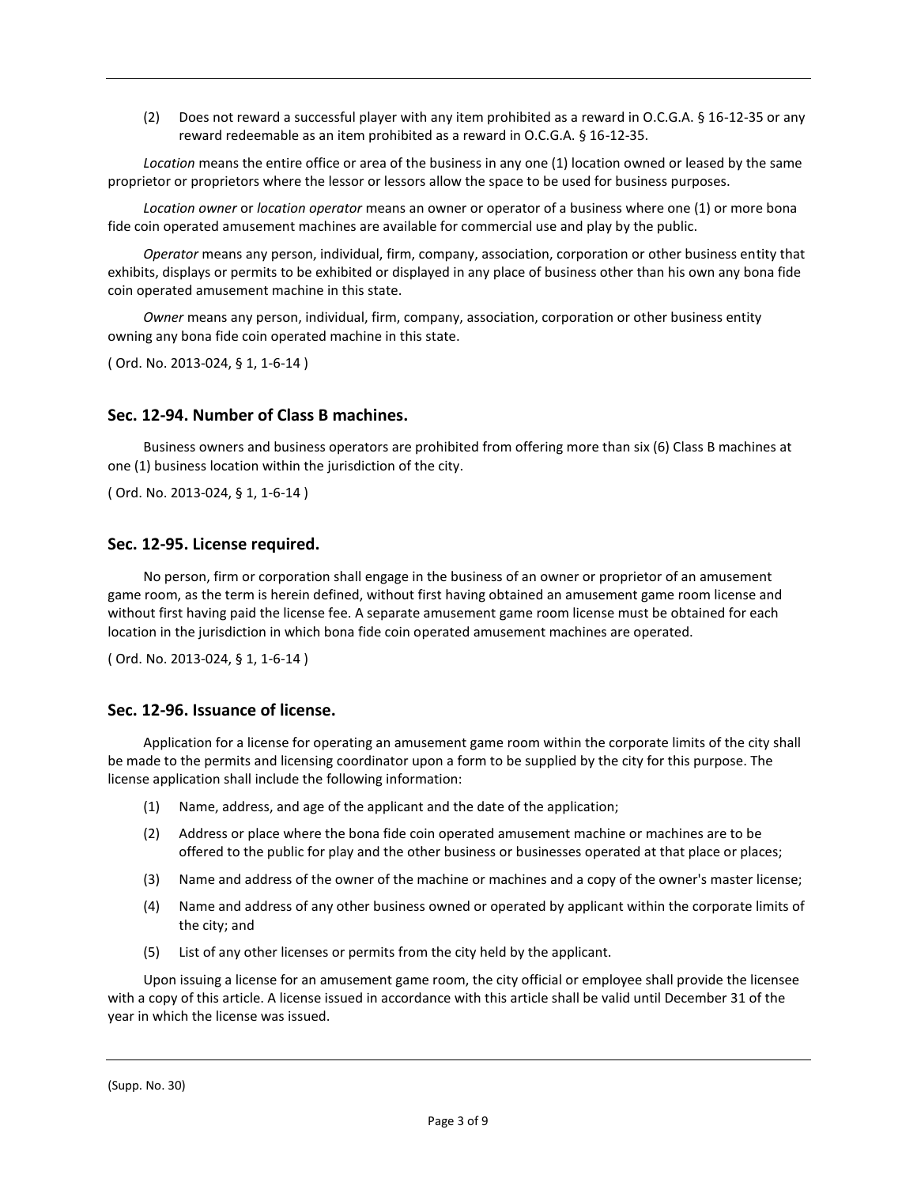(2) Does not reward a successful player with any item prohibited as a reward in O.C.G.A. § 16-12-35 or any reward redeemable as an item prohibited as a reward in O.C.G.A. § 16-12-35.

*Location* means the entire office or area of the business in any one (1) location owned or leased by the same proprietor or proprietors where the lessor or lessors allow the space to be used for business purposes.

*Location owner* or *location operator* means an owner or operator of a business where one (1) or more bona fide coin operated amusement machines are available for commercial use and play by the public.

*Operator* means any person, individual, firm, company, association, corporation or other business entity that exhibits, displays or permits to be exhibited or displayed in any place of business other than his own any bona fide coin operated amusement machine in this state.

*Owner* means any person, individual, firm, company, association, corporation or other business entity owning any bona fide coin operated machine in this state.

( Ord. No. 2013-024, § 1, 1-6-14 )

## Sec. 12-94. Number of Class B machines.

Business owners and business operators are prohibited from offering more than six (6) Class B machines at one (1) business location within the jurisdiction of the city.

( Ord. No. 2013-024, § 1, 1-6-14 )

## Sec. 12-95. License required.

No person, firm or corporation shall engage in the business of an owner or proprietor of an amusement game room, as the term is herein defined, without first having obtained an amusement game room license and without first having paid the license fee. A separate amusement game room license must be obtained for each location in the jurisdiction in which bona fide coin operated amusement machines are operated.

( Ord. No. 2013-024, § 1, 1-6-14 )

## Sec. 12-96. Issuance of license.

Application for a license for operating an amusement game room within the corporate limits of the city shall be made to the permits and licensing coordinator upon a form to be supplied by the city for this purpose. The license application shall include the following information:

(1) Name, address, and age of the applicant and the date of the application;

(2) Address or place where the bona fide coin operated amusement machine or machines are to be offered to the public for play and the other business or businesses operated at that place or places;

(3) Name and address of the owner of the machine or machines and a copy of the owner's master license;

(4) Name and address of any other business owned or operated by applicant within the corporate limits of the city; and

(5) List of any other licenses or permits from the city held by the applicant.

Upon issuing a license for an amusement game room, the city official or employee shall provide the licensee with a copy of this article. A license issued in accordance with this article shall be valid until December 31 of the year in which the license was issued.

(Supp. No. 30)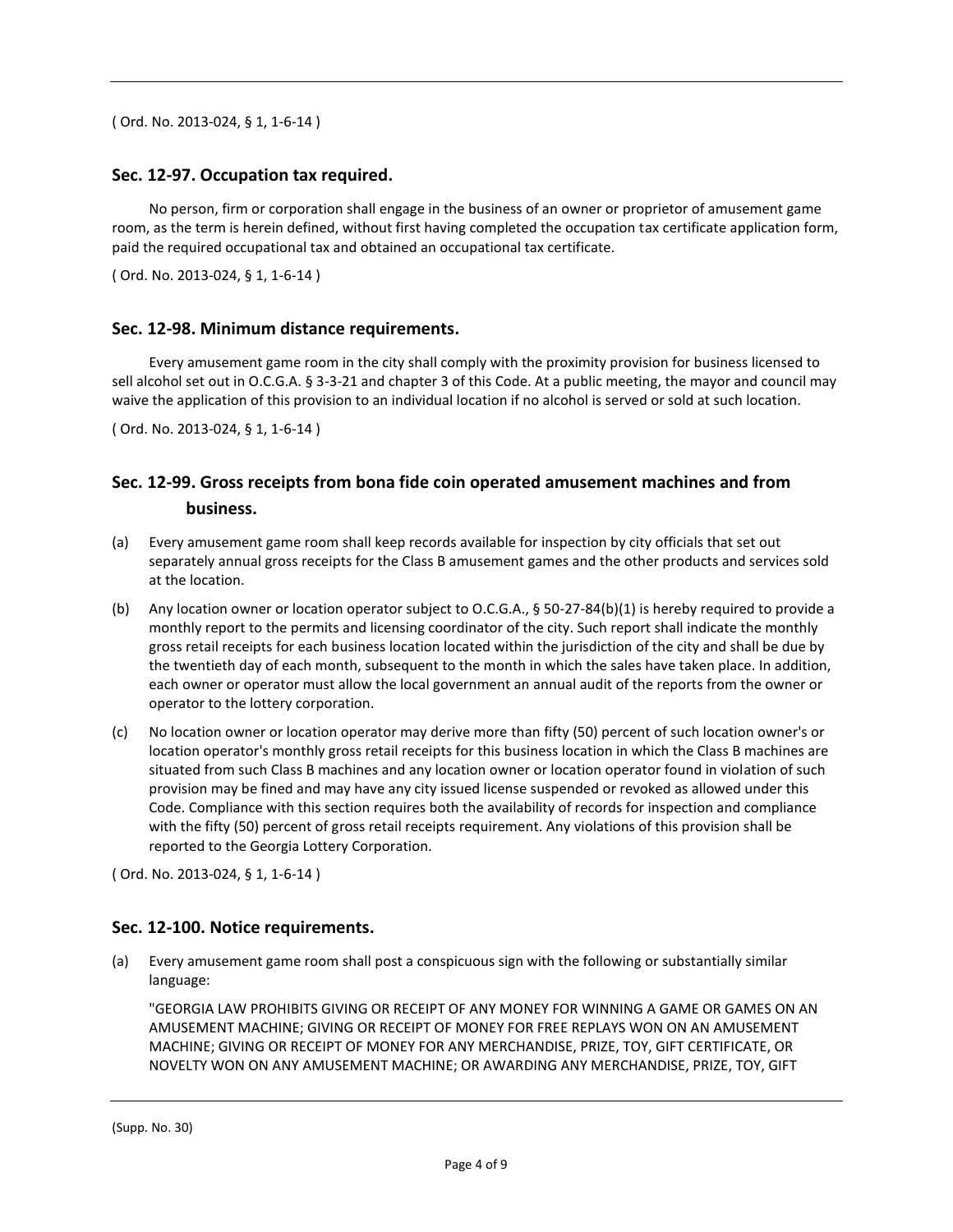( Ord. No. 2013-024, § 1, 1-6-14 )

### Sec. 12-97. Occupation tax required.

No person, firm or corporation shall engage in the business of an owner or proprietor of amusement game room, as the term is herein defined, without first having completed the occupation tax certificate application form, paid the required occupational tax and obtained an occupational tax certificate.

( Ord. No. 2013-024, § 1, 1-6-14 )

### Sec. 12-98. Minimum distance requirements.

Every amusement game room in the city shall comply with the proximity provision for business licensed to sell alcohol set out in O.C.G.A. § 3-3-21 and chapter 3 of this Code. At a public meeting, the mayor and council may waive the application of this provision to an individual location if no alcohol is served or sold at such location.

( Ord. No. 2013-024, § 1, 1-6-14 )

### Sec. 12-99. Gross receipts from bona fide coin operated amusement machines and from business.

(a) Every amusement game room shall keep records available for inspection by city officials that set out separately annual gross receipts for the Class B amusement games and the other products and services sold at the location.

(b) Any location owner or location operator subject to O.C.G.A., § 50-27-84(b)(1) is hereby required to provide a monthly report to the permits and licensing coordinator of the city. Such report shall indicate the monthly gross retail receipts for each business location located within the jurisdiction of the city and shall be due by the twentieth day of each month, subsequent to the month in which the sales have taken place. In addition, each owner or operator must allow the local government an annual audit of the reports from the owner or operator to the lottery corporation.

(c) No location owner or location operator may derive more than fifty (50) percent of such location owner's or location operator's monthly gross retail receipts for this business location in which the Class B machines are situated from such Class B machines and any location owner or location operator found in violation of such provision may be fined and may have any city issued license suspended or revoked as allowed under this Code. Compliance with this section requires both the availability of records for inspection and compliance with the fifty (50) percent of gross retail receipts requirement. Any violations of this provision shall be reported to the Georgia Lottery Corporation.

( Ord. No. 2013-024, § 1, 1-6-14 )

### Sec. 12-100. Notice requirements.

(a) Every amusement game room shall post a conspicuous sign with the following or substantially similar language:

"GEORGIA LAW PROHIBITS GIVING OR RECEIPT OF ANY MONEY FOR WINNING A GAME OR GAMES ON AN AMUSEMENT MACHINE; GIVING OR RECEIPT OF MONEY FOR FREE REPLAYS WON ON AN AMUSEMENT MACHINE; GIVING OR RECEIPT OF MONEY FOR ANY MERCHANDISE, PRIZE, TOY, GIFT CERTIFICATE, OR NOVELTY WON ON ANY AMUSEMENT MACHINE; OR AWARDING ANY MERCHANDISE, PRIZE, TOY, GIFT

(Supp. No. 30)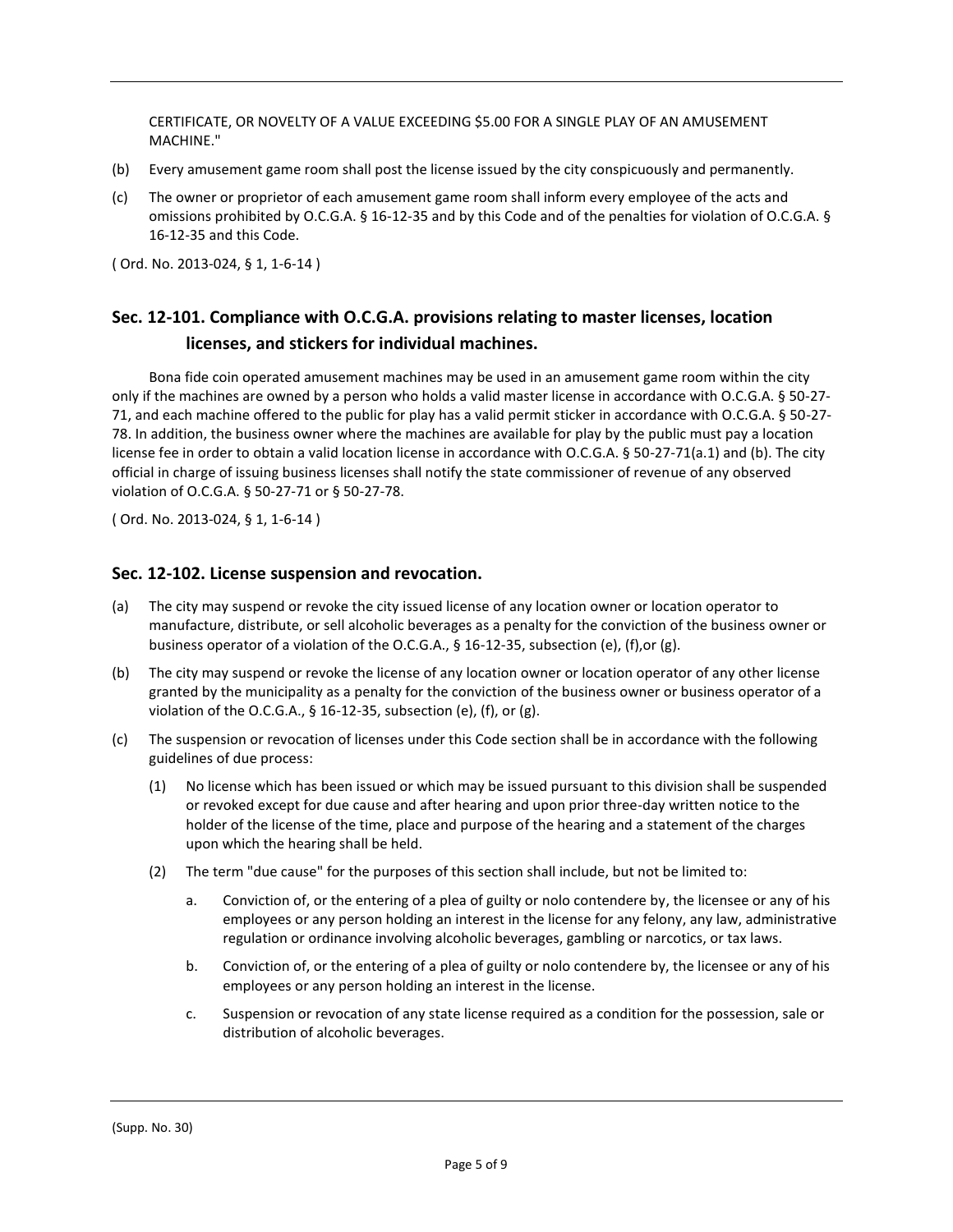CERTIFICATE, OR NOVELTY OF A VALUE EXCEEDING $5.00 FOR A SINGLE PLAY OF AN AMUSEMENT MACHINE."

(b) Every amusement game room shall post the license issued by the city conspicuously and permanently.

(c) The owner or proprietor of each amusement game room shall inform every employee of the acts and omissions prohibited by O.C.G.A. § 16-12-35 and by this Code and of the penalties for violation of O.C.G.A. § 16-12-35 and this Code.

( Ord. No. 2013-024, § 1, 1-6-14 )

## Sec. 12-101. Compliance with O.C.G.A. provisions relating to master licenses, location licenses, and stickers for individual machines.

Bona fide coin operated amusement machines may be used in an amusement game room within the city only if the machines are owned by a person who holds a valid master license in accordance with O.C.G.A. § 50-27-71, and each machine offered to the public for play has a valid permit sticker in accordance with O.C.G.A. § 50-27-78. In addition, the business owner where the machines are available for play by the public must pay a location license fee in order to obtain a valid location license in accordance with O.C.G.A. § 50-27-71(a.1) and (b). The city official in charge of issuing business licenses shall notify the state commissioner of revenue of any observed violation of O.C.G.A. § 50-27-71 or § 50-27-78.

( Ord. No. 2013-024, § 1, 1-6-14 )

## Sec. 12-102. License suspension and revocation.

(a) The city may suspend or revoke the city issued license of any location owner or location operator to manufacture, distribute, or sell alcoholic beverages as a penalty for the conviction of the business owner or business operator of a violation of the O.C.G.A., § 16-12-35, subsection (e), (f),or (g).

(b) The city may suspend or revoke the license of any location owner or location operator of any other license granted by the municipality as a penalty for the conviction of the business owner or business operator of a violation of the O.C.G.A., § 16-12-35, subsection (e), (f), or (g).

(c) The suspension or revocation of licenses under this Code section shall be in accordance with the following guidelines of due process:

   (1) No license which has been issued or which may be issued pursuant to this division shall be suspended or revoked except for due cause and after hearing and upon prior three-day written notice to the holder of the license of the time, place and purpose of the hearing and a statement of the charges upon which the hearing shall be held.

   (2) The term "due cause" for the purposes of this section shall include, but not be limited to:

      a. Conviction of, or the entering of a plea of guilty or nolo contendere by, the licensee or any of his employees or any person holding an interest in the license for any felony, any law, administrative regulation or ordinance involving alcoholic beverages, gambling or narcotics, or tax laws.

      b. Conviction of, or the entering of a plea of guilty or nolo contendere by, the licensee or any of his employees or any person holding an interest in the license.

      c. Suspension or revocation of any state license required as a condition for the possession, sale or distribution of alcoholic beverages.

(Supp. No. 30)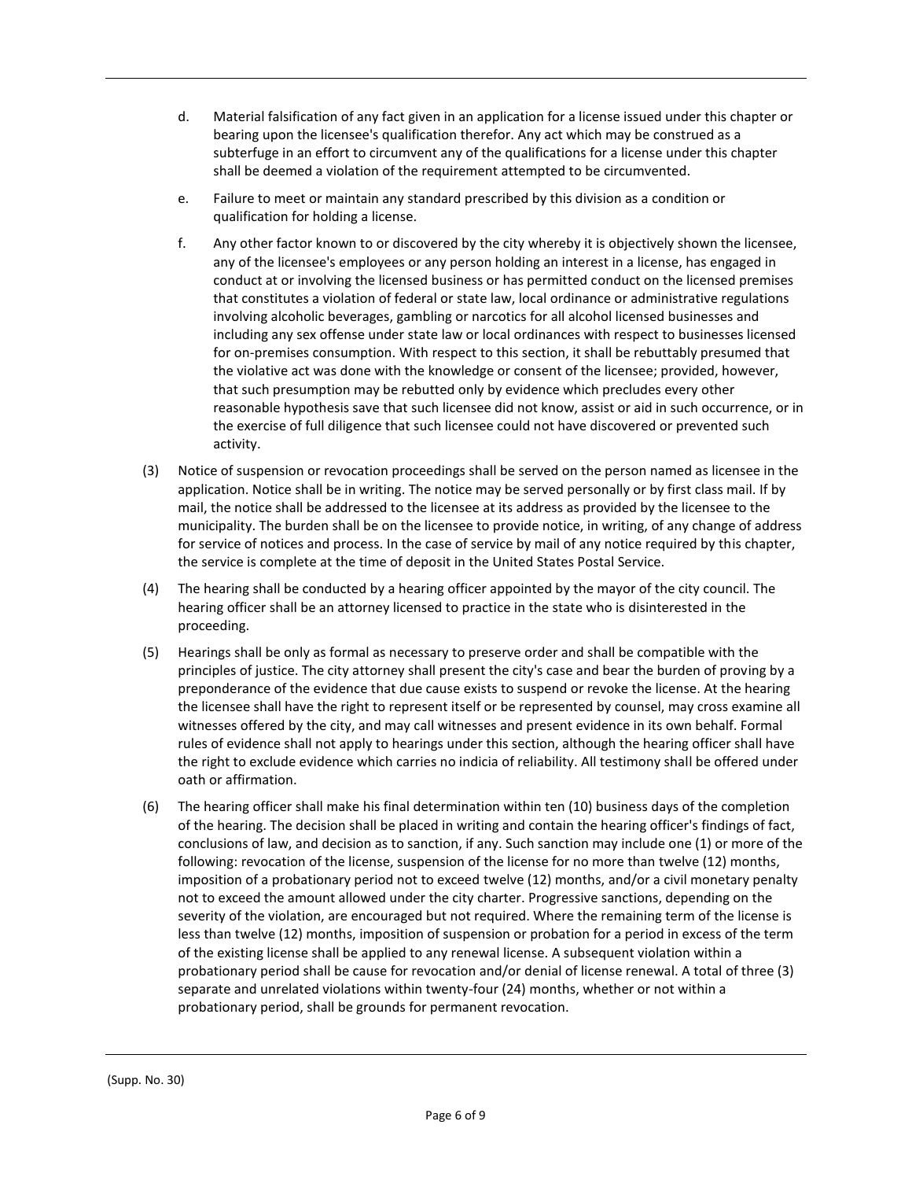d. Material falsification of any fact given in an application for a license issued under this chapter or bearing upon the licensee's qualification therefor. Any act which may be construed as a subterfuge in an effort to circumvent any of the qualifications for a license under this chapter shall be deemed a violation of the requirement attempted to be circumvented.

e. Failure to meet or maintain any standard prescribed by this division as a condition or qualification for holding a license.

f. Any other factor known to or discovered by the city whereby it is objectively shown the licensee, any of the licensee's employees or any person holding an interest in a license, has engaged in conduct at or involving the licensed business or has permitted conduct on the licensed premises that constitutes a violation of federal or state law, local ordinance or administrative regulations involving alcoholic beverages, gambling or narcotics for all alcohol licensed businesses and including any sex offense under state law or local ordinances with respect to businesses licensed for on-premises consumption. With respect to this section, it shall be rebuttably presumed that the violative act was done with the knowledge or consent of the licensee; provided, however, that such presumption may be rebutted only by evidence which precludes every other reasonable hypothesis save that such licensee did not know, assist or aid in such occurrence, or in the exercise of full diligence that such licensee could not have discovered or prevented such activity.

(3) Notice of suspension or revocation proceedings shall be served on the person named as licensee in the application. Notice shall be in writing. The notice may be served personally or by first class mail. If by mail, the notice shall be addressed to the licensee at its address as provided by the licensee to the municipality. The burden shall be on the licensee to provide notice, in writing, of any change of address for service of notices and process. In the case of service by mail of any notice required by this chapter, the service is complete at the time of deposit in the United States Postal Service.

(4) The hearing shall be conducted by a hearing officer appointed by the mayor of the city council. The hearing officer shall be an attorney licensed to practice in the state who is disinterested in the proceeding.

(5) Hearings shall be only as formal as necessary to preserve order and shall be compatible with the principles of justice. The city attorney shall present the city's case and bear the burden of proving by a preponderance of the evidence that due cause exists to suspend or revoke the license. At the hearing the licensee shall have the right to represent itself or be represented by counsel, may cross examine all witnesses offered by the city, and may call witnesses and present evidence in its own behalf. Formal rules of evidence shall not apply to hearings under this section, although the hearing officer shall have the right to exclude evidence which carries no indicia of reliability. All testimony shall be offered under oath or affirmation.

(6) The hearing officer shall make his final determination within ten (10) business days of the completion of the hearing. The decision shall be placed in writing and contain the hearing officer's findings of fact, conclusions of law, and decision as to sanction, if any. Such sanction may include one (1) or more of the following: revocation of the license, suspension of the license for no more than twelve (12) months, imposition of a probationary period not to exceed twelve (12) months, and/or a civil monetary penalty not to exceed the amount allowed under the city charter. Progressive sanctions, depending on the severity of the violation, are encouraged but not required. Where the remaining term of the license is less than twelve (12) months, imposition of suspension or probation for a period in excess of the term of the existing license shall be applied to any renewal license. A subsequent violation within a probationary period shall be cause for revocation and/or denial of license renewal. A total of three (3) separate and unrelated violations within twenty-four (24) months, whether or not within a probationary period, shall be grounds for permanent revocation.

(Supp. No. 30)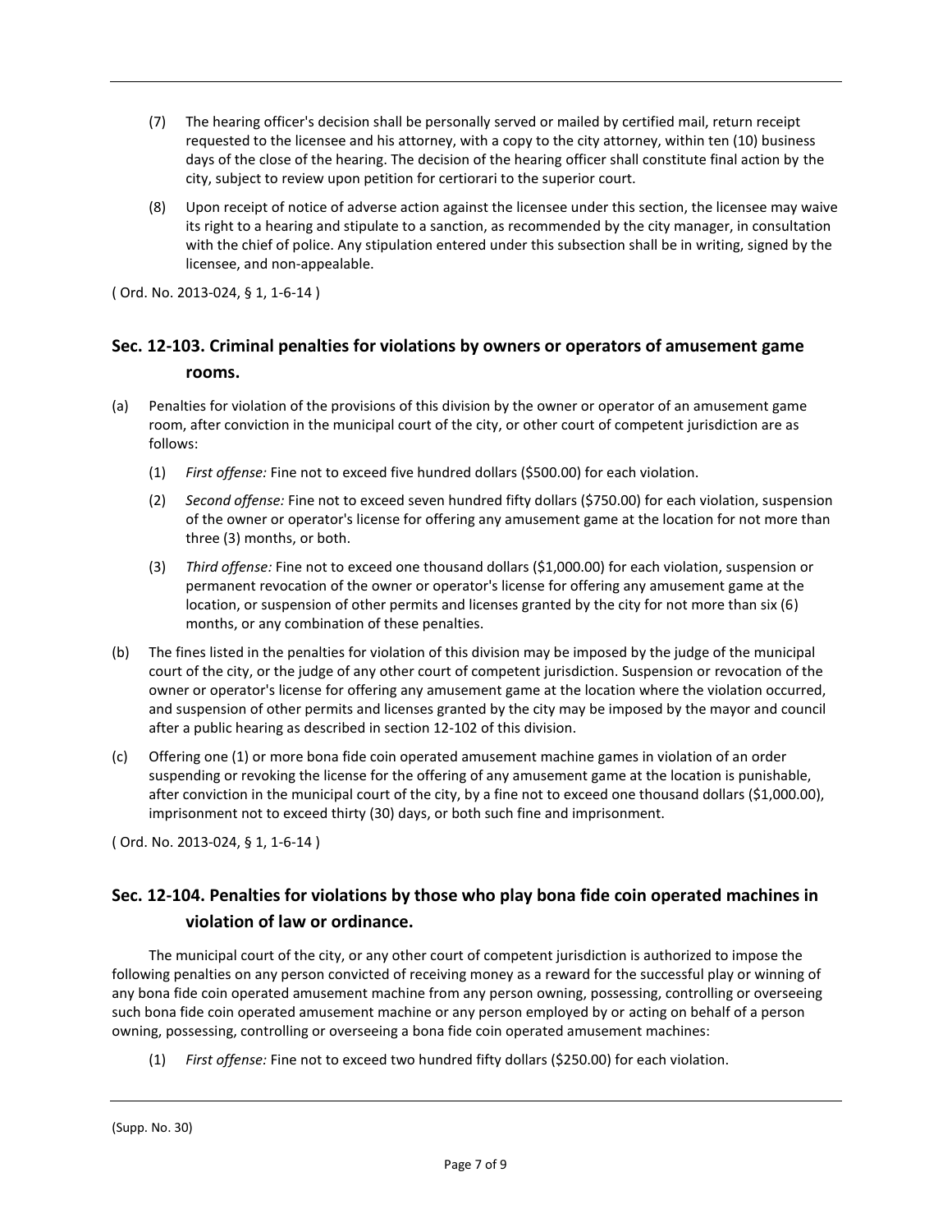(7) The hearing officer's decision shall be personally served or mailed by certified mail, return receipt requested to the licensee and his attorney, with a copy to the city attorney, within ten (10) business days of the close of the hearing. The decision of the hearing officer shall constitute final action by the city, subject to review upon petition for certiorari to the superior court.

(8) Upon receipt of notice of adverse action against the licensee under this section, the licensee may waive its right to a hearing and stipulate to a sanction, as recommended by the city manager, in consultation with the chief of police. Any stipulation entered under this subsection shall be in writing, signed by the licensee, and non-appealable.

( Ord. No. 2013-024, § 1, 1-6-14 )

## Sec. 12-103. Criminal penalties for violations by owners or operators of amusement game rooms.

(a) Penalties for violation of the provisions of this division by the owner or operator of an amusement game room, after conviction in the municipal court of the city, or other court of competent jurisdiction are as follows:

(1) *First offense:* Fine not to exceed five hundred dollars ($500.00) for each violation.

(2) *Second offense:* Fine not to exceed seven hundred fifty dollars ($750.00) for each violation, suspension of the owner or operator's license for offering any amusement game at the location for not more than three (3) months, or both.

(3) *Third offense:* Fine not to exceed one thousand dollars ($1,000.00) for each violation, suspension or permanent revocation of the owner or operator's license for offering any amusement game at the location, or suspension of other permits and licenses granted by the city for not more than six (6) months, or any combination of these penalties.

(b) The fines listed in the penalties for violation of this division may be imposed by the judge of the municipal court of the city, or the judge of any other court of competent jurisdiction. Suspension or revocation of the owner or operator's license for offering any amusement game at the location where the violation occurred, and suspension of other permits and licenses granted by the city may be imposed by the mayor and council after a public hearing as described in section 12-102 of this division.

(c) Offering one (1) or more bona fide coin operated amusement machine games in violation of an order suspending or revoking the license for the offering of any amusement game at the location is punishable, after conviction in the municipal court of the city, by a fine not to exceed one thousand dollars ($1,000.00), imprisonment not to exceed thirty (30) days, or both such fine and imprisonment.

( Ord. No. 2013-024, § 1, 1-6-14 )

## Sec. 12-104. Penalties for violations by those who play bona fide coin operated machines in violation of law or ordinance.

The municipal court of the city, or any other court of competent jurisdiction is authorized to impose the following penalties on any person convicted of receiving money as a reward for the successful play or winning of any bona fide coin operated amusement machine from any person owning, possessing, controlling or overseeing such bona fide coin operated amusement machine or any person employed by or acting on behalf of a person owning, possessing, controlling or overseeing a bona fide coin operated amusement machines:

(1) *First offense:* Fine not to exceed two hundred fifty dollars ($250.00) for each violation.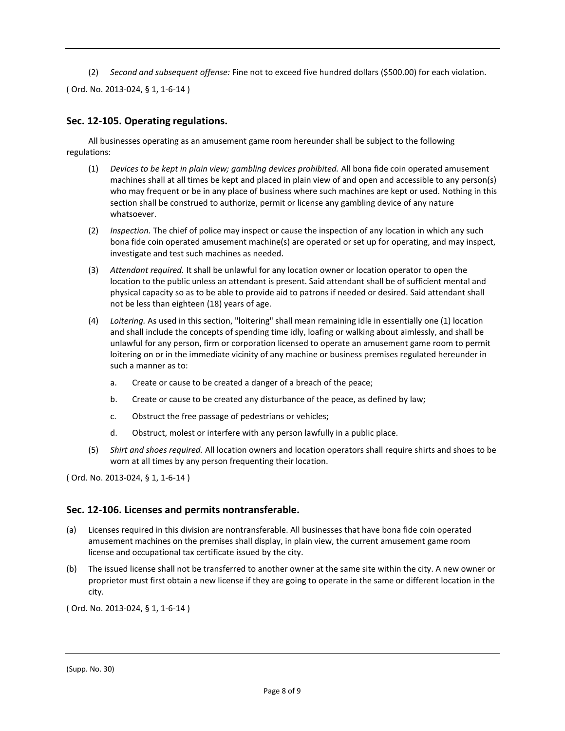(2) *Second and subsequent offense:* Fine not to exceed five hundred dollars ($500.00) for each violation.

( Ord. No. 2013-024, § 1, 1-6-14 )

## Sec. 12-105. Operating regulations.

All businesses operating as an amusement game room hereunder shall be subject to the following regulations:

(1) *Devices to be kept in plain view; gambling devices prohibited.* All bona fide coin operated amusement machines shall at all times be kept and placed in plain view of and open and accessible to any person(s) who may frequent or be in any place of business where such machines are kept or used. Nothing in this section shall be construed to authorize, permit or license any gambling device of any nature whatsoever.

(2) *Inspection.* The chief of police may inspect or cause the inspection of any location in which any such bona fide coin operated amusement machine(s) are operated or set up for operating, and may inspect, investigate and test such machines as needed.

(3) *Attendant required.* It shall be unlawful for any location owner or location operator to open the location to the public unless an attendant is present. Said attendant shall be of sufficient mental and physical capacity so as to be able to provide aid to patrons if needed or desired. Said attendant shall not be less than eighteen (18) years of age.

(4) *Loitering.* As used in this section, "loitering" shall mean remaining idle in essentially one (1) location and shall include the concepts of spending time idly, loafing or walking about aimlessly, and shall be unlawful for any person, firm or corporation licensed to operate an amusement game room to permit loitering on or in the immediate vicinity of any machine or business premises regulated hereunder in such a manner as to:

   a. Create or cause to be created a danger of a breach of the peace;

   b. Create or cause to be created any disturbance of the peace, as defined by law;

   c. Obstruct the free passage of pedestrians or vehicles;

   d. Obstruct, molest or interfere with any person lawfully in a public place.

(5) *Shirt and shoes required.* All location owners and location operators shall require shirts and shoes to be worn at all times by any person frequenting their location.

( Ord. No. 2013-024, § 1, 1-6-14 )

## Sec. 12-106. Licenses and permits nontransferable.

(a) Licenses required in this division are nontransferable. All businesses that have bona fide coin operated amusement machines on the premises shall display, in plain view, the current amusement game room license and occupational tax certificate issued by the city.

(b) The issued license shall not be transferred to another owner at the same site within the city. A new owner or proprietor must first obtain a new license if they are going to operate in the same or different location in the city.

( Ord. No. 2013-024, § 1, 1-6-14 )

(Supp. No. 30)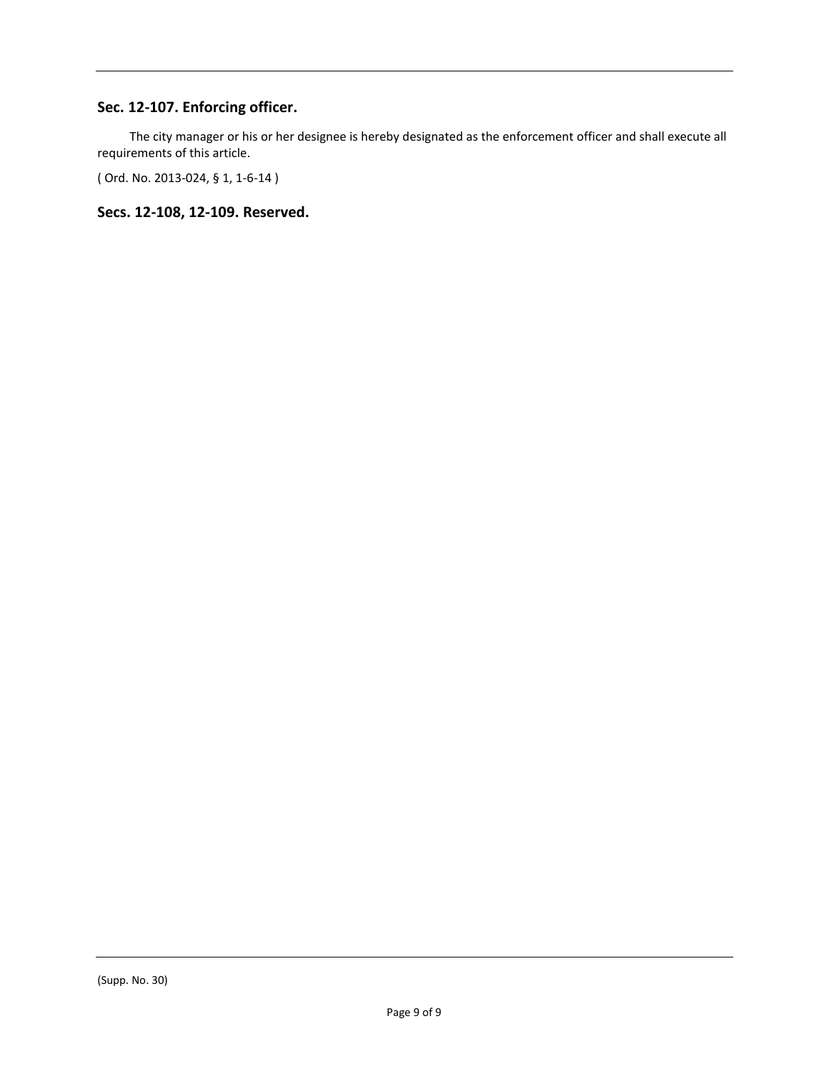### Sec. 12-107. Enforcing officer.

The city manager or his or her designee is hereby designated as the enforcement officer and shall execute all requirements of this article.

( Ord. No. 2013-024, § 1, 1-6-14 )

### Secs. 12-108, 12-109. Reserved.